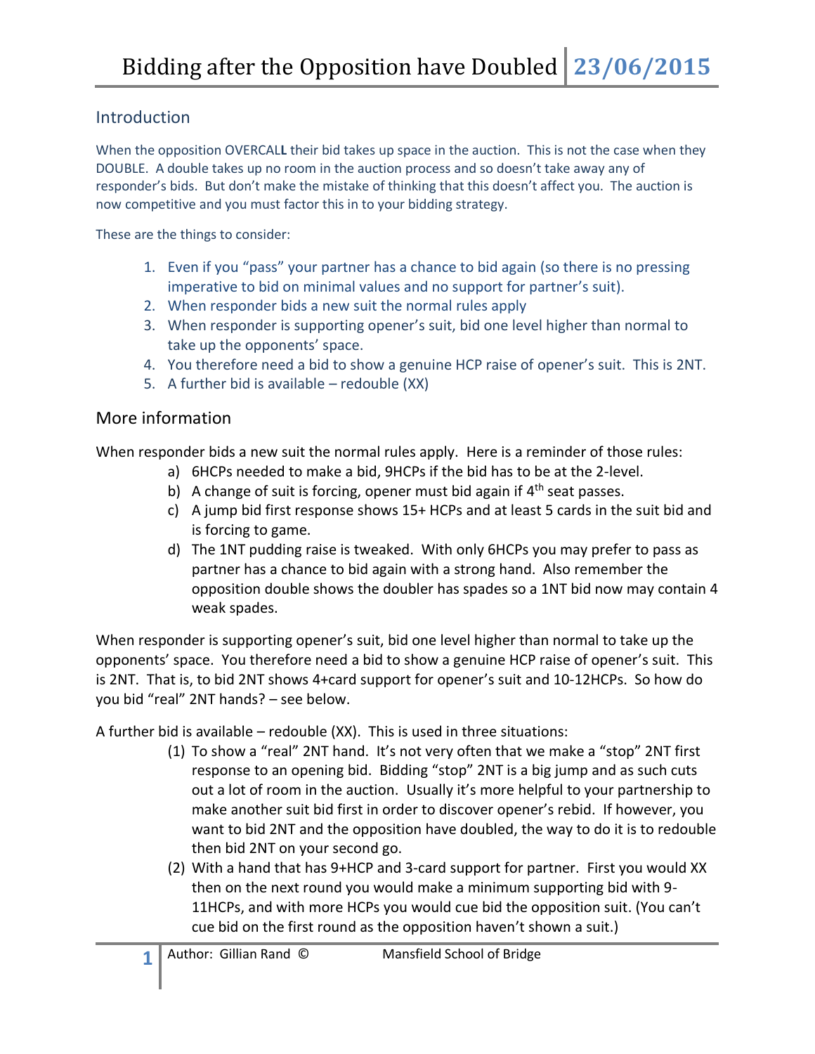# Bidding after the Opposition have Doubled 23/06/2015

## Introduction

When the opposition OVERCALL their bid takes up space in the auction. This is not the case when they DOUBLE. A double takes up no room in the auction process and so doesn't take away any of responder's bids. But don't make the mistake of thinking that this doesn't affect you. The auction is now competitive and you must factor this in to your bidding strategy.

These are the things to consider:

1. Even if you "pass" your partner has a chance to bid again (so there is no pressing imperative to bid on minimal values and no support for partner's suit).
2. When responder bids a new suit the normal rules apply
3. When responder is supporting opener's suit, bid one level higher than normal to take up the opponents' space.
4. You therefore need a bid to show a genuine HCP raise of opener's suit. This is 2NT.
5. A further bid is available – redouble (XX)

## More information

When responder bids a new suit the normal rules apply. Here is a reminder of those rules:

a) 6HCPs needed to make a bid, 9HCPs if the bid has to be at the 2-level.
b) A change of suit is forcing, opener must bid again if 4th seat passes.
c) A jump bid first response shows 15+ HCPs and at least 5 cards in the suit bid and is forcing to game.
d) The 1NT pudding raise is tweaked. With only 6HCPs you may prefer to pass as partner has a chance to bid again with a strong hand. Also remember the opposition double shows the doubler has spades so a 1NT bid now may contain 4 weak spades.

When responder is supporting opener's suit, bid one level higher than normal to take up the opponents' space. You therefore need a bid to show a genuine HCP raise of opener's suit. This is 2NT. That is, to bid 2NT shows 4+card support for opener's suit and 10-12HCPs. So how do you bid "real" 2NT hands? – see below.

A further bid is available – redouble (XX). This is used in three situations:

(1) To show a "real" 2NT hand. It's not very often that we make a "stop" 2NT first response to an opening bid. Bidding "stop" 2NT is a big jump and as such cuts out a lot of room in the auction. Usually it's more helpful to your partnership to make another suit bid first in order to discover opener's rebid. If however, you want to bid 2NT and the opposition have doubled, the way to do it is to redouble then bid 2NT on your second go.

(2) With a hand that has 9+HCP and 3-card support for partner. First you would XX then on the next round you would make a minimum supporting bid with 9-11HCPs, and with more HCPs you would cue bid the opposition suit. (You can't cue bid on the first round as the opposition haven't shown a suit.)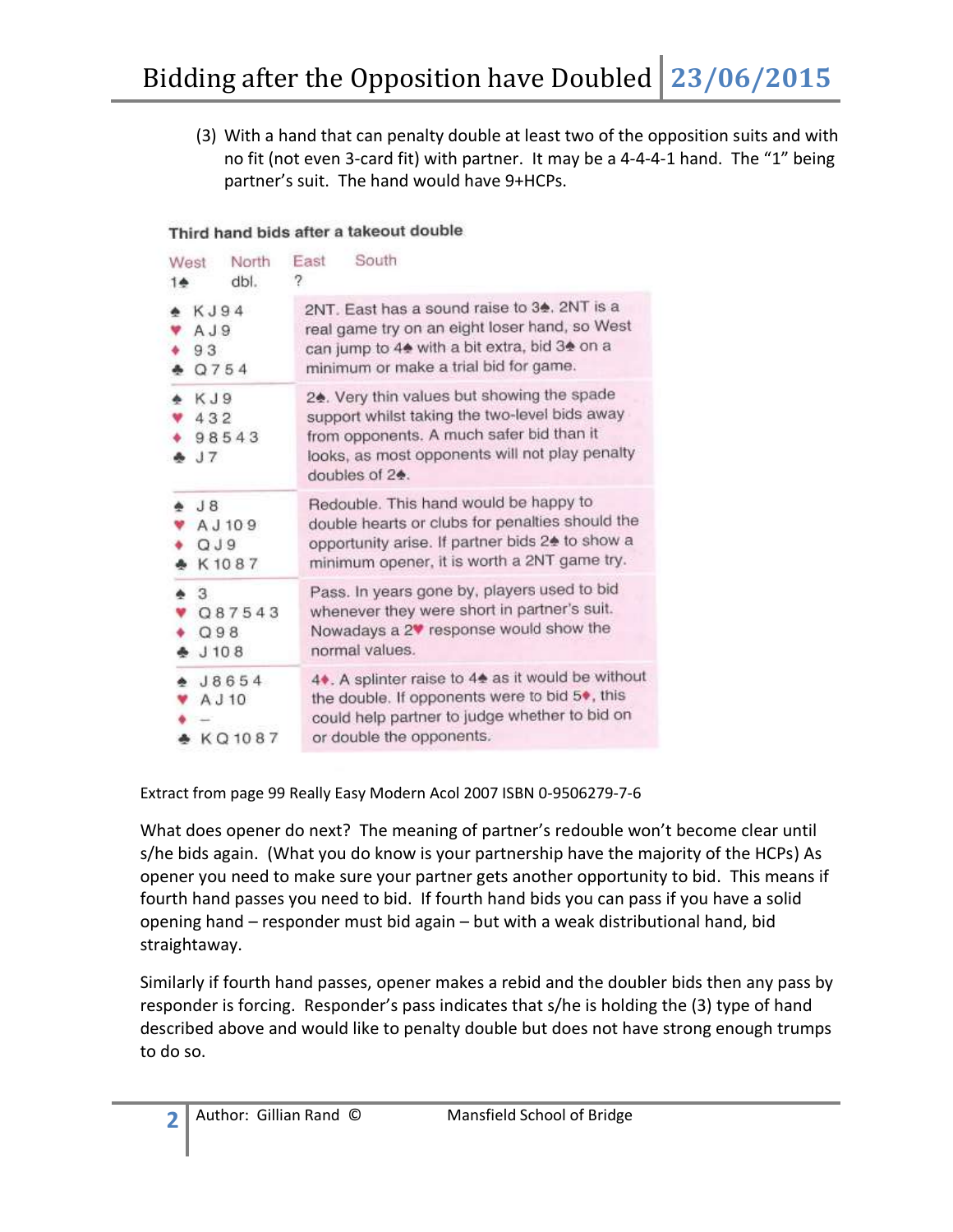(3) With a hand that can penalty double at least two of the opposition suits and with no fit (not even 3-card fit) with partner. It may be a 4-4-4-1 hand. The "1" being partner's suit. The hand would have 9+HCPs.

**Third hand bids after a takeout double**

| West | North | East | South |
|---|---|---|---|
| 1♠ | dbl. | ? | |

| | |
|---|---|
| ♠ K J 9 4<br>♥ A J 9<br>♦ 9 3<br>♣ Q 7 5 4 | 2NT. East has a sound raise to 3♠. 2NT is a real game try on an eight loser hand, so West can jump to 4♠ with a bit extra, bid 3♠ on a minimum or make a trial bid for game. |
| ♠ K J 9<br>♥ 4 3 2<br>♦ 9 8 5 4 3<br>♣ J 7 | 2♠. Very thin values but showing the spade support whilst taking the two-level bids away from opponents. A much safer bid than it looks, as most opponents will not play penalty doubles of 2♠. |
| ♠ J 8<br>♥ A J 10 9<br>♦ Q J 9<br>♣ K 10 8 7 | Redouble. This hand would be happy to double hearts or clubs for penalties should the opportunity arise. If partner bids 2♠ to show a minimum opener, it is worth a 2NT game try. |
| ♠ 3<br>♥ Q 8 7 5 4 3<br>♦ Q 9 8<br>♣ J 10 8 | Pass. In years gone by, players used to bid whenever they were short in partner's suit. Nowadays a 2♥ response would show the normal values. |
| ♠ J 8 6 5 4<br>♥ A J 10<br>♦ –<br>♣ K Q 10 8 7 | 4♦. A splinter raise to 4♠ as it would be without the double. If opponents were to bid 5♦, this could help partner to judge whether to bid on or double the opponents. |

Extract from page 99 Really Easy Modern Acol 2007 ISBN 0-9506279-7-6

What does opener do next? The meaning of partner's redouble won't become clear until s/he bids again. (What you do know is your partnership have the majority of the HCPs) As opener you need to make sure your partner gets another opportunity to bid. This means if fourth hand passes you need to bid. If fourth hand bids you can pass if you have a solid opening hand – responder must bid again – but with a weak distributional hand, bid straightaway.

Similarly if fourth hand passes, opener makes a rebid and the doubler bids then any pass by responder is forcing. Responder's pass indicates that s/he is holding the (3) type of hand described above and would like to penalty double but does not have strong enough trumps to do so.